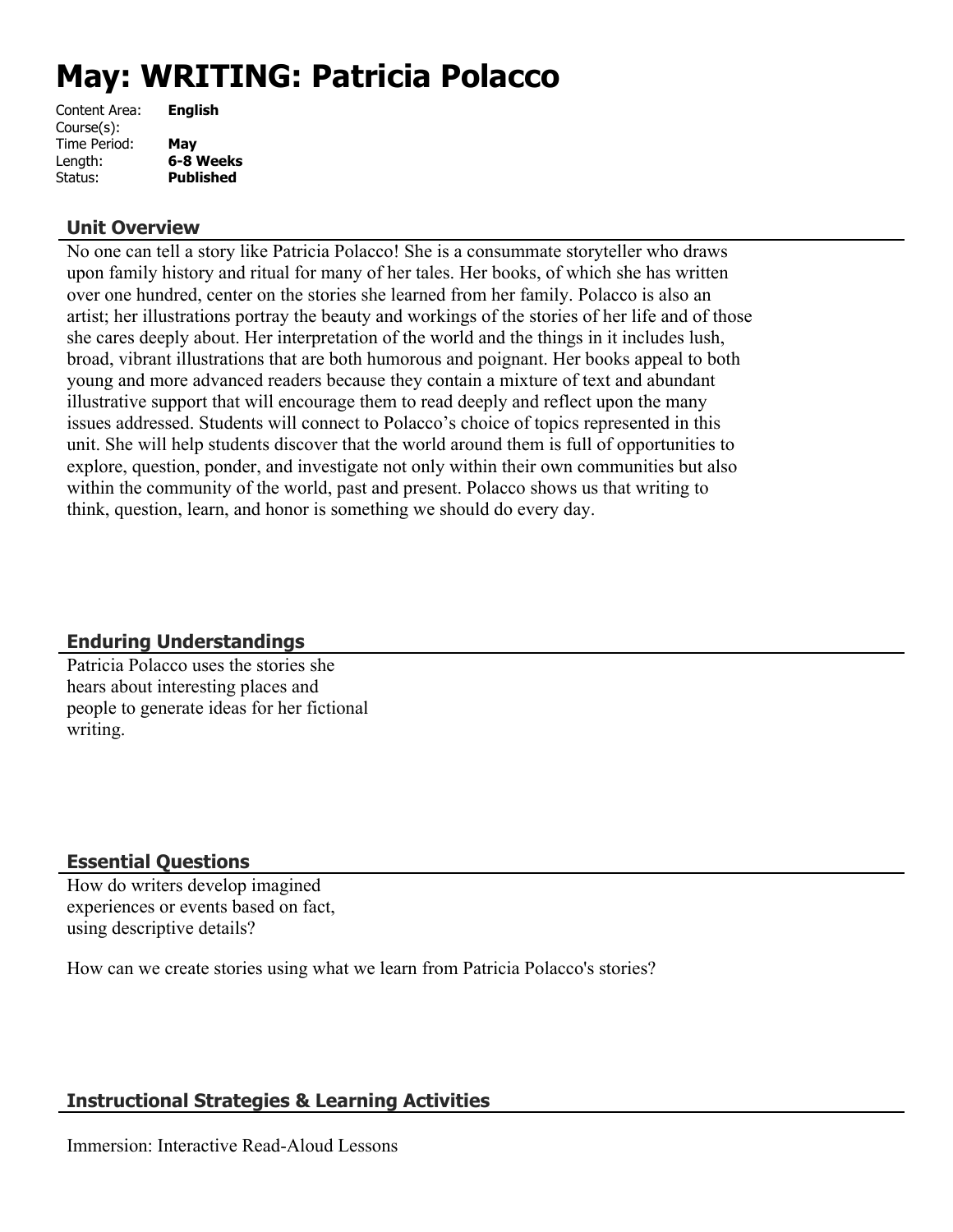# May: WRITING: Patricia Polacco

| | |
|---|---|
| Content Area: | **English** |
| Course(s): | |
| Time Period: | **May** |
| Length: | **6-8 Weeks** |
| Status: | **Published** |

## Unit Overview

No one can tell a story like Patricia Polacco! She is a consummate storyteller who draws upon family history and ritual for many of her tales. Her books, of which she has written over one hundred, center on the stories she learned from her family. Polacco is also an artist; her illustrations portray the beauty and workings of the stories of her life and of those she cares deeply about. Her interpretation of the world and the things in it includes lush, broad, vibrant illustrations that are both humorous and poignant. Her books appeal to both young and more advanced readers because they contain a mixture of text and abundant illustrative support that will encourage them to read deeply and reflect upon the many issues addressed. Students will connect to Polacco's choice of topics represented in this unit. She will help students discover that the world around them is full of opportunities to explore, question, ponder, and investigate not only within their own communities but also within the community of the world, past and present. Polacco shows us that writing to think, question, learn, and honor is something we should do every day.

## Enduring Understandings

Patricia Polacco uses the stories she hears about interesting places and people to generate ideas for her fictional writing.

## Essential Questions

How do writers develop imagined experiences or events based on fact, using descriptive details?

How can we create stories using what we learn from Patricia Polacco's stories?

## Instructional Strategies & Learning Activities

Immersion: Interactive Read-Aloud Lessons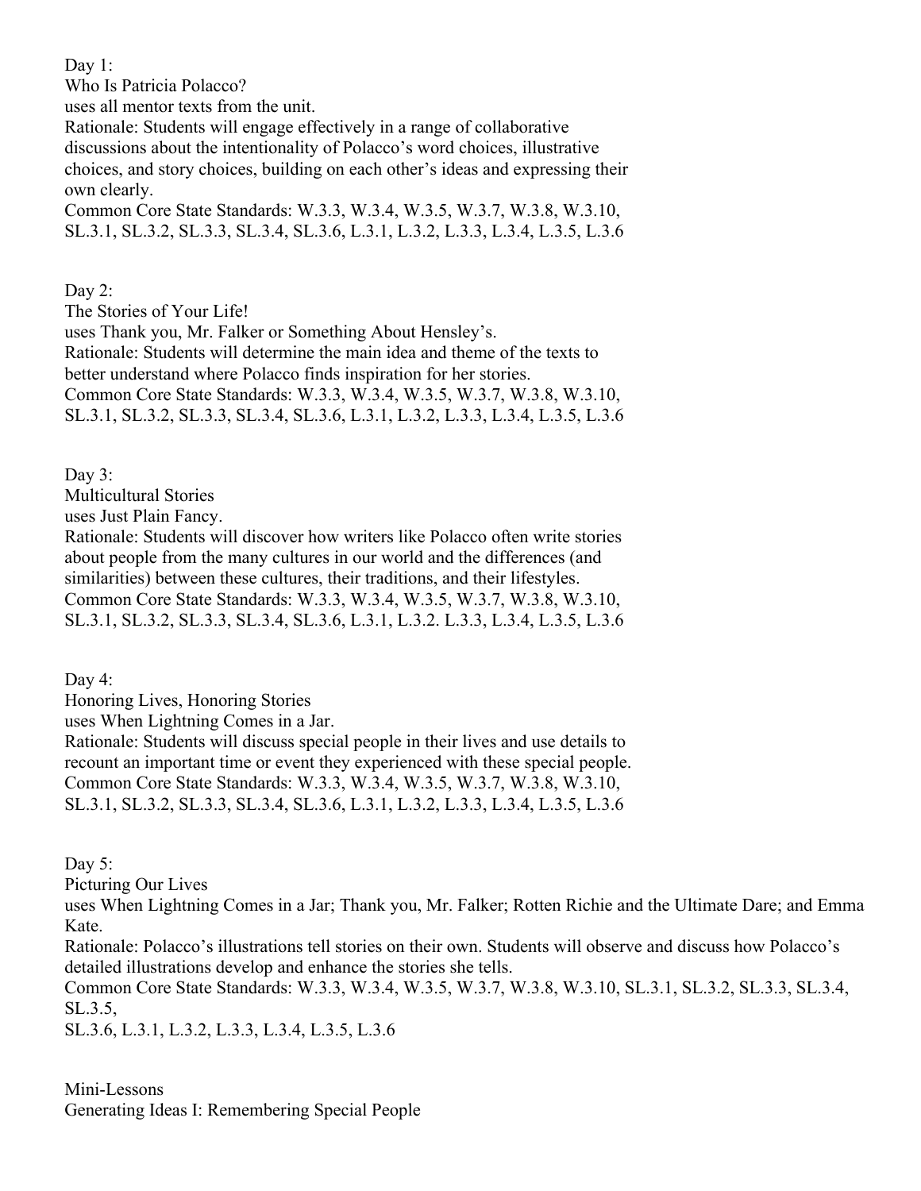Day 1:
Who Is Patricia Polacco?
uses all mentor texts from the unit.
Rationale: Students will engage effectively in a range of collaborative discussions about the intentionality of Polacco's word choices, illustrative choices, and story choices, building on each other's ideas and expressing their own clearly.
Common Core State Standards: W.3.3, W.3.4, W.3.5, W.3.7, W.3.8, W.3.10, SL.3.1, SL.3.2, SL.3.3, SL.3.4, SL.3.6, L.3.1, L.3.2, L.3.3, L.3.4, L.3.5, L.3.6

Day 2:
The Stories of Your Life!
uses Thank you, Mr. Falker or Something About Hensley's.
Rationale: Students will determine the main idea and theme of the texts to better understand where Polacco finds inspiration for her stories.
Common Core State Standards: W.3.3, W.3.4, W.3.5, W.3.7, W.3.8, W.3.10, SL.3.1, SL.3.2, SL.3.3, SL.3.4, SL.3.6, L.3.1, L.3.2, L.3.3, L.3.4, L.3.5, L.3.6

Day 3:
Multicultural Stories
uses Just Plain Fancy.
Rationale: Students will discover how writers like Polacco often write stories about people from the many cultures in our world and the differences (and similarities) between these cultures, their traditions, and their lifestyles.
Common Core State Standards: W.3.3, W.3.4, W.3.5, W.3.7, W.3.8, W.3.10, SL.3.1, SL.3.2, SL.3.3, SL.3.4, SL.3.6, L.3.1, L.3.2. L.3.3, L.3.4, L.3.5, L.3.6

Day 4:
Honoring Lives, Honoring Stories
uses When Lightning Comes in a Jar.
Rationale: Students will discuss special people in their lives and use details to recount an important time or event they experienced with these special people.
Common Core State Standards: W.3.3, W.3.4, W.3.5, W.3.7, W.3.8, W.3.10, SL.3.1, SL.3.2, SL.3.3, SL.3.4, SL.3.6, L.3.1, L.3.2, L.3.3, L.3.4, L.3.5, L.3.6

Day 5:
Picturing Our Lives
uses When Lightning Comes in a Jar; Thank you, Mr. Falker; Rotten Richie and the Ultimate Dare; and Emma Kate.
Rationale: Polacco's illustrations tell stories on their own. Students will observe and discuss how Polacco's detailed illustrations develop and enhance the stories she tells.
Common Core State Standards: W.3.3, W.3.4, W.3.5, W.3.7, W.3.8, W.3.10, SL.3.1, SL.3.2, SL.3.3, SL.3.4, SL.3.5,
SL.3.6, L.3.1, L.3.2, L.3.3, L.3.4, L.3.5, L.3.6

Mini-Lessons
Generating Ideas I: Remembering Special People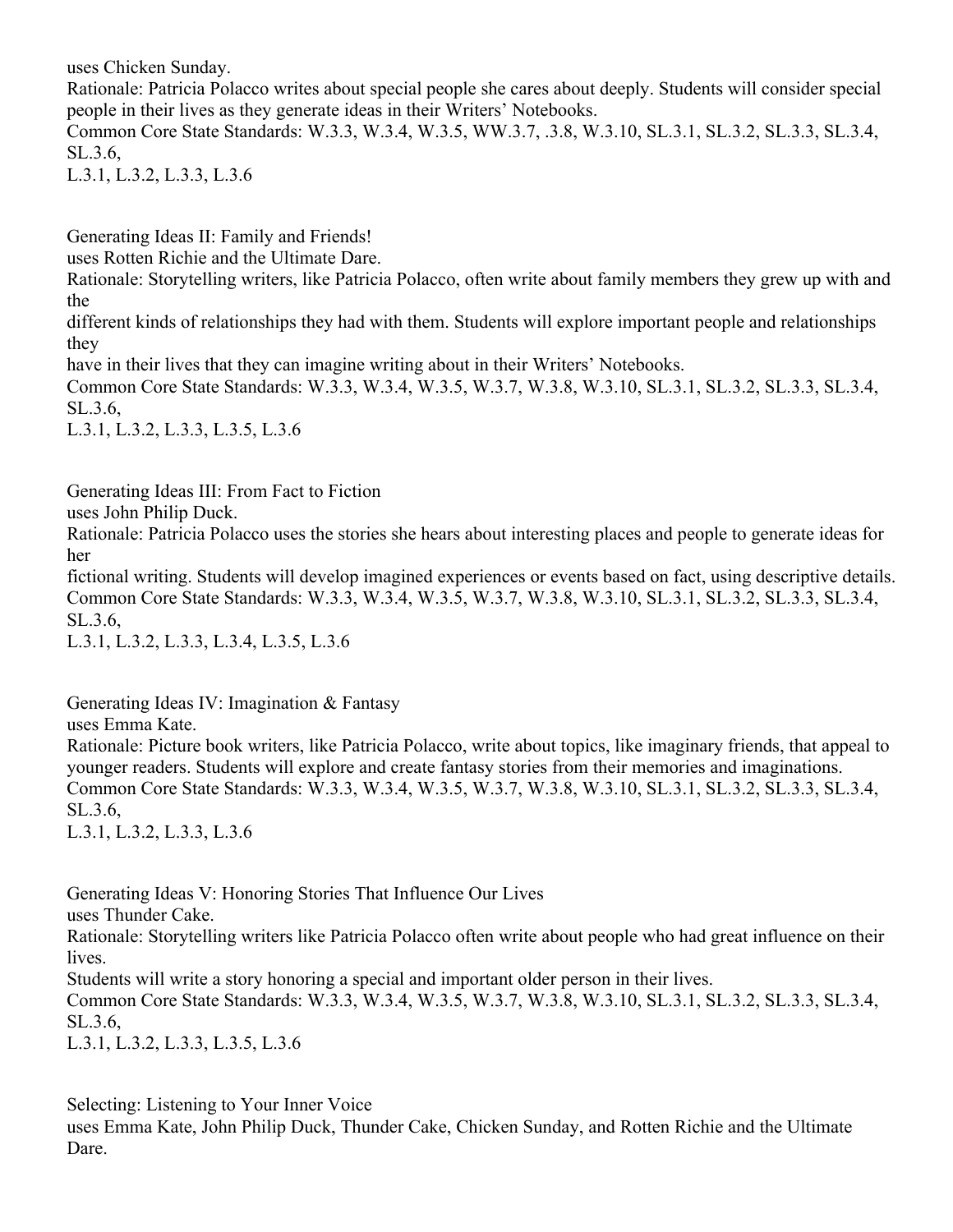uses Chicken Sunday.
Rationale: Patricia Polacco writes about special people she cares about deeply. Students will consider special people in their lives as they generate ideas in their Writers' Notebooks.
Common Core State Standards: W.3.3, W.3.4, W.3.5, WW.3.7, .3.8, W.3.10, SL.3.1, SL.3.2, SL.3.3, SL.3.4, SL.3.6,
L.3.1, L.3.2, L.3.3, L.3.6

Generating Ideas II: Family and Friends!
uses Rotten Richie and the Ultimate Dare.
Rationale: Storytelling writers, like Patricia Polacco, often write about family members they grew up with and the
different kinds of relationships they had with them. Students will explore important people and relationships they
have in their lives that they can imagine writing about in their Writers' Notebooks.
Common Core State Standards: W.3.3, W.3.4, W.3.5, W.3.7, W.3.8, W.3.10, SL.3.1, SL.3.2, SL.3.3, SL.3.4, SL.3.6,
L.3.1, L.3.2, L.3.3, L.3.5, L.3.6

Generating Ideas III: From Fact to Fiction
uses John Philip Duck.
Rationale: Patricia Polacco uses the stories she hears about interesting places and people to generate ideas for her
fictional writing. Students will develop imagined experiences or events based on fact, using descriptive details.
Common Core State Standards: W.3.3, W.3.4, W.3.5, W.3.7, W.3.8, W.3.10, SL.3.1, SL.3.2, SL.3.3, SL.3.4, SL.3.6,
L.3.1, L.3.2, L.3.3, L.3.4, L.3.5, L.3.6

Generating Ideas IV: Imagination & Fantasy
uses Emma Kate.
Rationale: Picture book writers, like Patricia Polacco, write about topics, like imaginary friends, that appeal to younger readers. Students will explore and create fantasy stories from their memories and imaginations.
Common Core State Standards: W.3.3, W.3.4, W.3.5, W.3.7, W.3.8, W.3.10, SL.3.1, SL.3.2, SL.3.3, SL.3.4, SL.3.6,
L.3.1, L.3.2, L.3.3, L.3.6

Generating Ideas V: Honoring Stories That Influence Our Lives
uses Thunder Cake.
Rationale: Storytelling writers like Patricia Polacco often write about people who had great influence on their lives.
Students will write a story honoring a special and important older person in their lives.
Common Core State Standards: W.3.3, W.3.4, W.3.5, W.3.7, W.3.8, W.3.10, SL.3.1, SL.3.2, SL.3.3, SL.3.4, SL.3.6,
L.3.1, L.3.2, L.3.3, L.3.5, L.3.6

Selecting: Listening to Your Inner Voice
uses Emma Kate, John Philip Duck, Thunder Cake, Chicken Sunday, and Rotten Richie and the Ultimate Dare.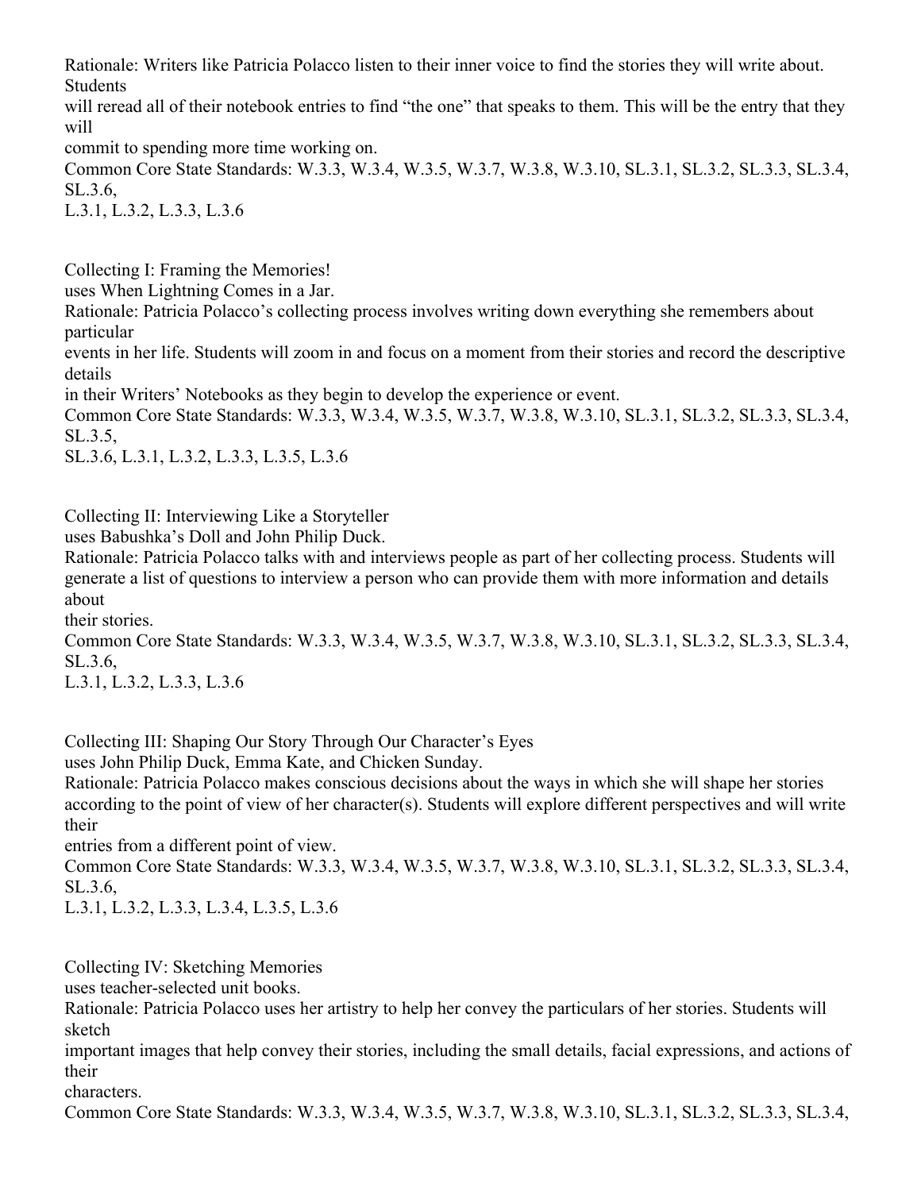Rationale: Writers like Patricia Polacco listen to their inner voice to find the stories they will write about. Students will reread all of their notebook entries to find "the one" that speaks to them. This will be the entry that they will commit to spending more time working on.

Common Core State Standards: W.3.3, W.3.4, W.3.5, W.3.7, W.3.8, W.3.10, SL.3.1, SL.3.2, SL.3.3, SL.3.4, SL.3.6, L.3.1, L.3.2, L.3.3, L.3.6

Collecting I: Framing the Memories!

uses When Lightning Comes in a Jar.

Rationale: Patricia Polacco's collecting process involves writing down everything she remembers about particular events in her life. Students will zoom in and focus on a moment from their stories and record the descriptive details in their Writers' Notebooks as they begin to develop the experience or event.

Common Core State Standards: W.3.3, W.3.4, W.3.5, W.3.7, W.3.8, W.3.10, SL.3.1, SL.3.2, SL.3.3, SL.3.4, SL.3.5, SL.3.6, L.3.1, L.3.2, L.3.3, L.3.5, L.3.6

Collecting II: Interviewing Like a Storyteller

uses Babushka's Doll and John Philip Duck.

Rationale: Patricia Polacco talks with and interviews people as part of her collecting process. Students will generate a list of questions to interview a person who can provide them with more information and details about their stories.

Common Core State Standards: W.3.3, W.3.4, W.3.5, W.3.7, W.3.8, W.3.10, SL.3.1, SL.3.2, SL.3.3, SL.3.4, SL.3.6, L.3.1, L.3.2, L.3.3, L.3.6

Collecting III: Shaping Our Story Through Our Character's Eyes

uses John Philip Duck, Emma Kate, and Chicken Sunday.

Rationale: Patricia Polacco makes conscious decisions about the ways in which she will shape her stories according to the point of view of her character(s). Students will explore different perspectives and will write their entries from a different point of view.

Common Core State Standards: W.3.3, W.3.4, W.3.5, W.3.7, W.3.8, W.3.10, SL.3.1, SL.3.2, SL.3.3, SL.3.4, SL.3.6, L.3.1, L.3.2, L.3.3, L.3.4, L.3.5, L.3.6

Collecting IV: Sketching Memories

uses teacher-selected unit books.

Rationale: Patricia Polacco uses her artistry to help her convey the particulars of her stories. Students will sketch important images that help convey their stories, including the small details, facial expressions, and actions of their characters.

Common Core State Standards: W.3.3, W.3.4, W.3.5, W.3.7, W.3.8, W.3.10, SL.3.1, SL.3.2, SL.3.3, SL.3.4,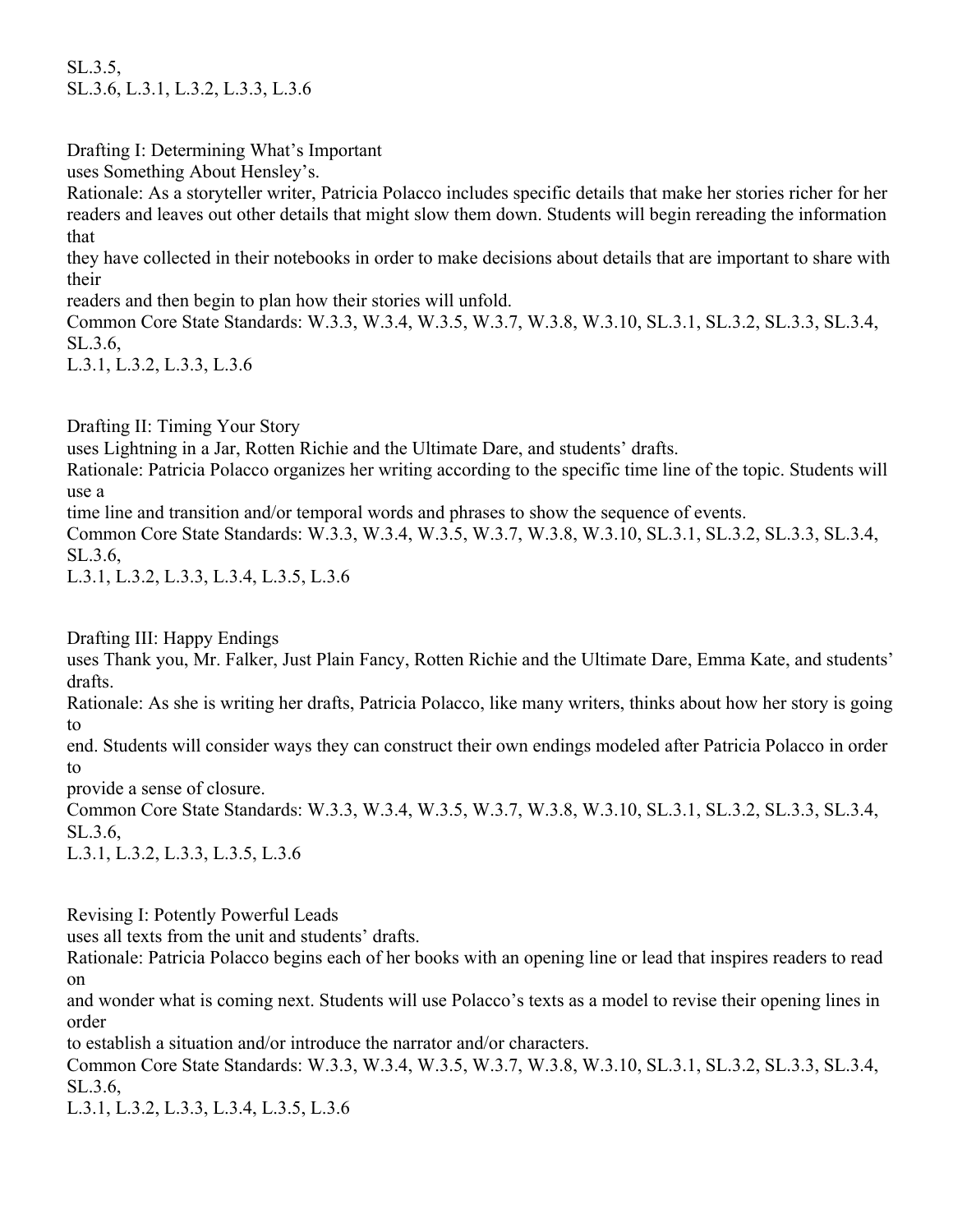SL.3.5,
SL.3.6, L.3.1, L.3.2, L.3.3, L.3.6

Drafting I: Determining What's Important
uses Something About Hensley's.
Rationale: As a storyteller writer, Patricia Polacco includes specific details that make her stories richer for her readers and leaves out other details that might slow them down. Students will begin rereading the information that
they have collected in their notebooks in order to make decisions about details that are important to share with their
readers and then begin to plan how their stories will unfold.
Common Core State Standards: W.3.3, W.3.4, W.3.5, W.3.7, W.3.8, W.3.10, SL.3.1, SL.3.2, SL.3.3, SL.3.4, SL.3.6,
L.3.1, L.3.2, L.3.3, L.3.6

Drafting II: Timing Your Story
uses Lightning in a Jar, Rotten Richie and the Ultimate Dare, and students' drafts.
Rationale: Patricia Polacco organizes her writing according to the specific time line of the topic. Students will use a
time line and transition and/or temporal words and phrases to show the sequence of events.
Common Core State Standards: W.3.3, W.3.4, W.3.5, W.3.7, W.3.8, W.3.10, SL.3.1, SL.3.2, SL.3.3, SL.3.4, SL.3.6,
L.3.1, L.3.2, L.3.3, L.3.4, L.3.5, L.3.6

Drafting III: Happy Endings
uses Thank you, Mr. Falker, Just Plain Fancy, Rotten Richie and the Ultimate Dare, Emma Kate, and students' drafts.
Rationale: As she is writing her drafts, Patricia Polacco, like many writers, thinks about how her story is going to
end. Students will consider ways they can construct their own endings modeled after Patricia Polacco in order to
provide a sense of closure.
Common Core State Standards: W.3.3, W.3.4, W.3.5, W.3.7, W.3.8, W.3.10, SL.3.1, SL.3.2, SL.3.3, SL.3.4, SL.3.6,
L.3.1, L.3.2, L.3.3, L.3.5, L.3.6

Revising I: Potently Powerful Leads
uses all texts from the unit and students' drafts.
Rationale: Patricia Polacco begins each of her books with an opening line or lead that inspires readers to read on
and wonder what is coming next. Students will use Polacco's texts as a model to revise their opening lines in order
to establish a situation and/or introduce the narrator and/or characters.
Common Core State Standards: W.3.3, W.3.4, W.3.5, W.3.7, W.3.8, W.3.10, SL.3.1, SL.3.2, SL.3.3, SL.3.4, SL.3.6,
L.3.1, L.3.2, L.3.3, L.3.4, L.3.5, L.3.6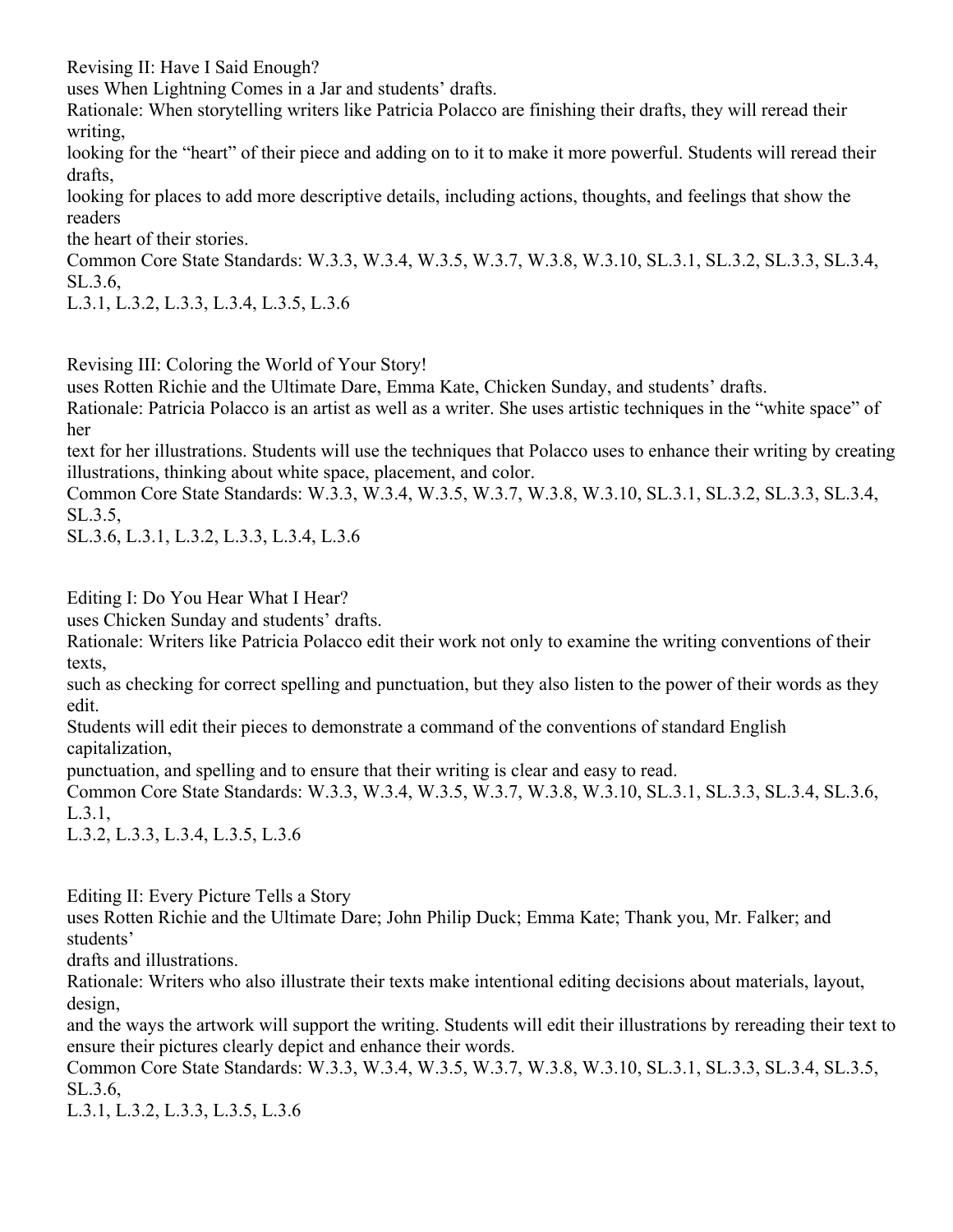Revising II: Have I Said Enough?

uses When Lightning Comes in a Jar and students' drafts.

Rationale: When storytelling writers like Patricia Polacco are finishing their drafts, they will reread their writing, looking for the "heart" of their piece and adding on to it to make it more powerful. Students will reread their drafts, looking for places to add more descriptive details, including actions, thoughts, and feelings that show the readers the heart of their stories.

Common Core State Standards: W.3.3, W.3.4, W.3.5, W.3.7, W.3.8, W.3.10, SL.3.1, SL.3.2, SL.3.3, SL.3.4, SL.3.6, L.3.1, L.3.2, L.3.3, L.3.4, L.3.5, L.3.6

Revising III: Coloring the World of Your Story!

uses Rotten Richie and the Ultimate Dare, Emma Kate, Chicken Sunday, and students' drafts.

Rationale: Patricia Polacco is an artist as well as a writer. She uses artistic techniques in the "white space" of her text for her illustrations. Students will use the techniques that Polacco uses to enhance their writing by creating illustrations, thinking about white space, placement, and color.

Common Core State Standards: W.3.3, W.3.4, W.3.5, W.3.7, W.3.8, W.3.10, SL.3.1, SL.3.2, SL.3.3, SL.3.4, SL.3.5, SL.3.6, L.3.1, L.3.2, L.3.3, L.3.4, L.3.6

Editing I: Do You Hear What I Hear?

uses Chicken Sunday and students' drafts.

Rationale: Writers like Patricia Polacco edit their work not only to examine the writing conventions of their texts, such as checking for correct spelling and punctuation, but they also listen to the power of their words as they edit. Students will edit their pieces to demonstrate a command of the conventions of standard English capitalization, punctuation, and spelling and to ensure that their writing is clear and easy to read.

Common Core State Standards: W.3.3, W.3.4, W.3.5, W.3.7, W.3.8, W.3.10, SL.3.1, SL.3.3, SL.3.4, SL.3.6, L.3.1, L.3.2, L.3.3, L.3.4, L.3.5, L.3.6

Editing II: Every Picture Tells a Story

uses Rotten Richie and the Ultimate Dare; John Philip Duck; Emma Kate; Thank you, Mr. Falker; and students' drafts and illustrations.

Rationale: Writers who also illustrate their texts make intentional editing decisions about materials, layout, design, and the ways the artwork will support the writing. Students will edit their illustrations by rereading their text to ensure their pictures clearly depict and enhance their words.

Common Core State Standards: W.3.3, W.3.4, W.3.5, W.3.7, W.3.8, W.3.10, SL.3.1, SL.3.3, SL.3.4, SL.3.5, SL.3.6, L.3.1, L.3.2, L.3.3, L.3.5, L.3.6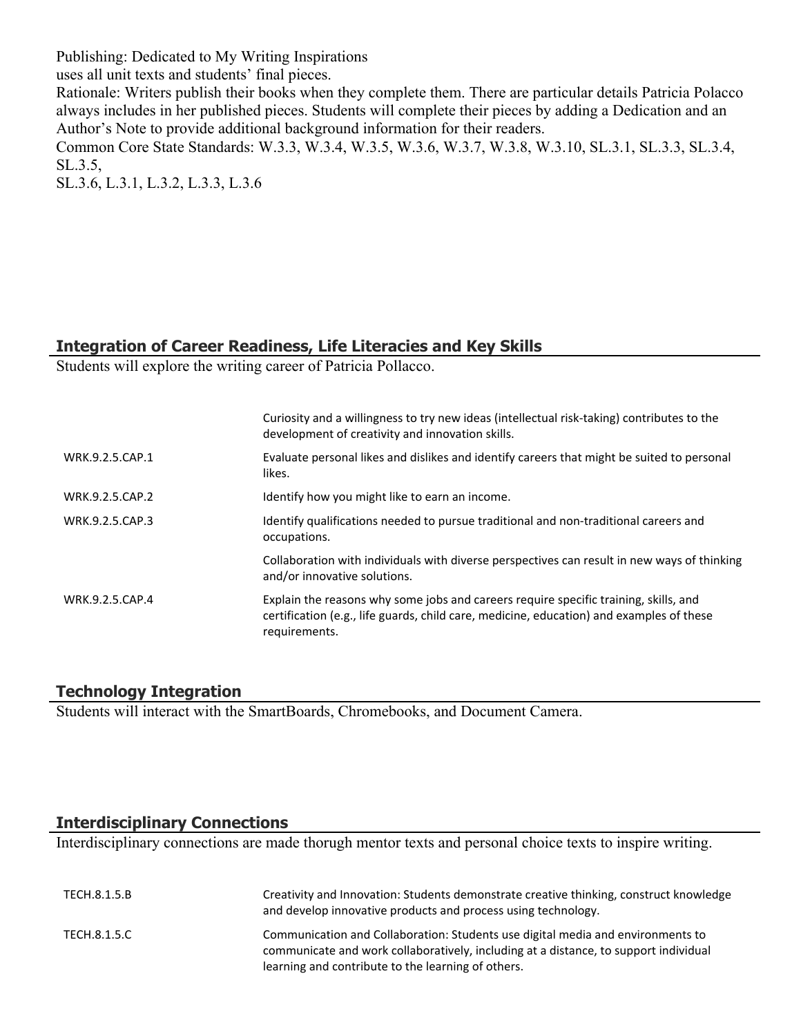Publishing: Dedicated to My Writing Inspirations
uses all unit texts and students' final pieces.
Rationale: Writers publish their books when they complete them. There are particular details Patricia Polacco always includes in her published pieces. Students will complete their pieces by adding a Dedication and an Author's Note to provide additional background information for their readers.
Common Core State Standards: W.3.3, W.3.4, W.3.5, W.3.6, W.3.7, W.3.8, W.3.10, SL.3.1, SL.3.3, SL.3.4, SL.3.5,
SL.3.6, L.3.1, L.3.2, L.3.3, L.3.6

## Integration of Career Readiness, Life Literacies and Key Skills

Students will explore the writing career of Patricia Pollacco.

| | |
|---|---|
| | Curiosity and a willingness to try new ideas (intellectual risk-taking) contributes to the development of creativity and innovation skills. |
| WRK.9.2.5.CAP.1 | Evaluate personal likes and dislikes and identify careers that might be suited to personal likes. |
| WRK.9.2.5.CAP.2 | Identify how you might like to earn an income. |
| WRK.9.2.5.CAP.3 | Identify qualifications needed to pursue traditional and non-traditional careers and occupations. |
| | Collaboration with individuals with diverse perspectives can result in new ways of thinking and/or innovative solutions. |
| WRK.9.2.5.CAP.4 | Explain the reasons why some jobs and careers require specific training, skills, and certification (e.g., life guards, child care, medicine, education) and examples of these requirements. |

## Technology Integration

Students will interact with the SmartBoards, Chromebooks, and Document Camera.

## Interdisciplinary Connections

Interdisciplinary connections are made thorugh mentor texts and personal choice texts to inspire writing.

| | |
|---|---|
| TECH.8.1.5.B | Creativity and Innovation: Students demonstrate creative thinking, construct knowledge and develop innovative products and process using technology. |
| TECH.8.1.5.C | Communication and Collaboration: Students use digital media and environments to communicate and work collaboratively, including at a distance, to support individual learning and contribute to the learning of others. |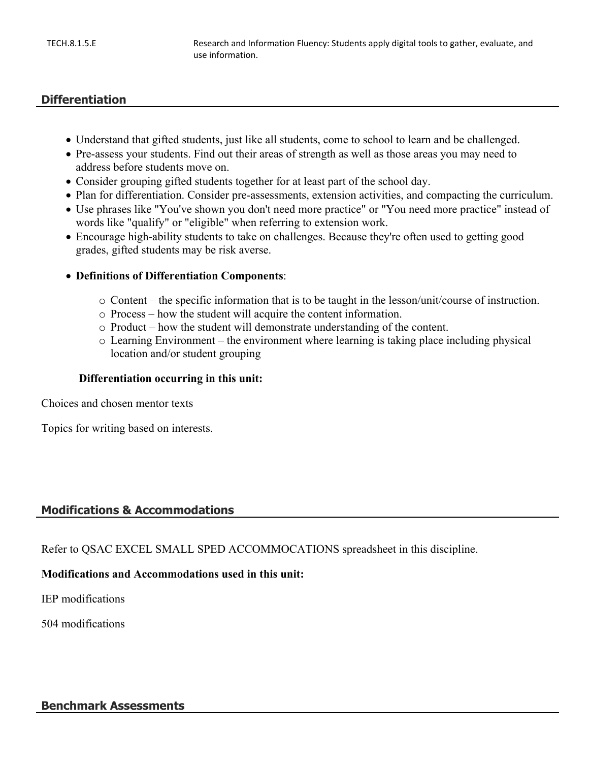| TECH.8.1.5.E | Research and Information Fluency: Students apply digital tools to gather, evaluate, and use information. |
| --- | --- |

## Differentiation

- Understand that gifted students, just like all students, come to school to learn and be challenged.
- Pre-assess your students. Find out their areas of strength as well as those areas you may need to address before students move on.
- Consider grouping gifted students together for at least part of the school day.
- Plan for differentiation. Consider pre-assessments, extension activities, and compacting the curriculum.
- Use phrases like "You've shown you don't need more practice" or "You need more practice" instead of words like "qualify" or "eligible" when referring to extension work.
- Encourage high-ability students to take on challenges. Because they're often used to getting good grades, gifted students may be risk averse.
- **Definitions of Differentiation Components**:
  - Content – the specific information that is to be taught in the lesson/unit/course of instruction.
  - Process – how the student will acquire the content information.
  - Product – how the student will demonstrate understanding of the content.
  - Learning Environment – the environment where learning is taking place including physical location and/or student grouping

**Differentiation occurring in this unit:**

Choices and chosen mentor texts

Topics for writing based on interests.

## Modifications & Accommodations

Refer to QSAC EXCEL SMALL SPED ACCOMMOCATIONS spreadsheet in this discipline.

**Modifications and Accommodations used in this unit:**

IEP modifications

504 modifications

## Benchmark Assessments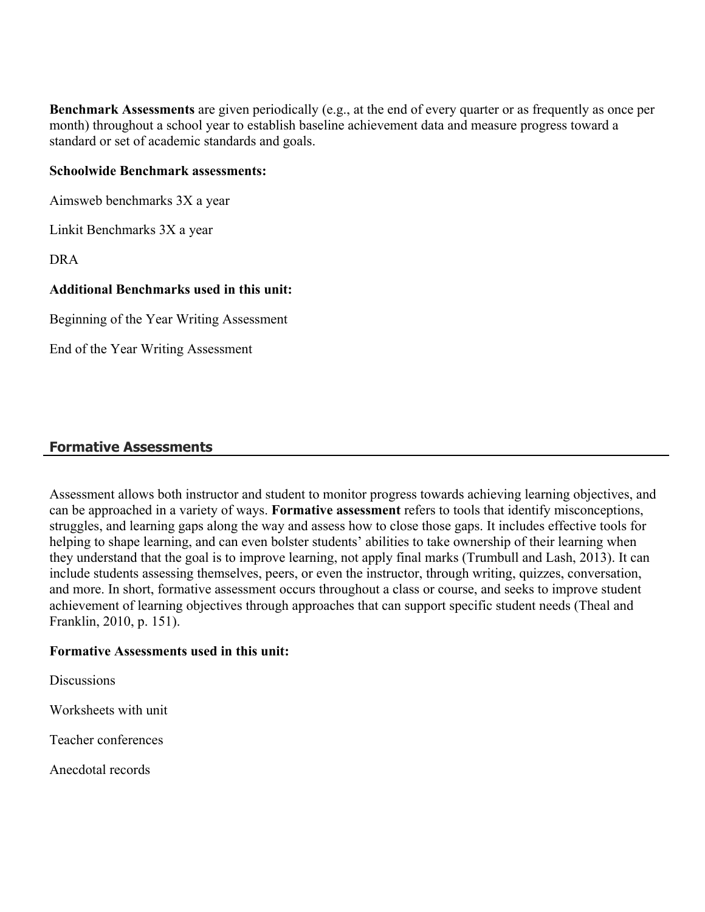**Benchmark Assessments** are given periodically (e.g., at the end of every quarter or as frequently as once per month) throughout a school year to establish baseline achievement data and measure progress toward a standard or set of academic standards and goals.

**Schoolwide Benchmark assessments:**

Aimsweb benchmarks 3X a year

Linkit Benchmarks 3X a year

DRA

**Additional Benchmarks used in this unit:**

Beginning of the Year Writing Assessment

End of the Year Writing Assessment

## Formative Assessments

Assessment allows both instructor and student to monitor progress towards achieving learning objectives, and can be approached in a variety of ways. **Formative assessment** refers to tools that identify misconceptions, struggles, and learning gaps along the way and assess how to close those gaps. It includes effective tools for helping to shape learning, and can even bolster students' abilities to take ownership of their learning when they understand that the goal is to improve learning, not apply final marks (Trumbull and Lash, 2013). It can include students assessing themselves, peers, or even the instructor, through writing, quizzes, conversation, and more. In short, formative assessment occurs throughout a class or course, and seeks to improve student achievement of learning objectives through approaches that can support specific student needs (Theal and Franklin, 2010, p. 151).

**Formative Assessments used in this unit:**

Discussions

Worksheets with unit

Teacher conferences

Anecdotal records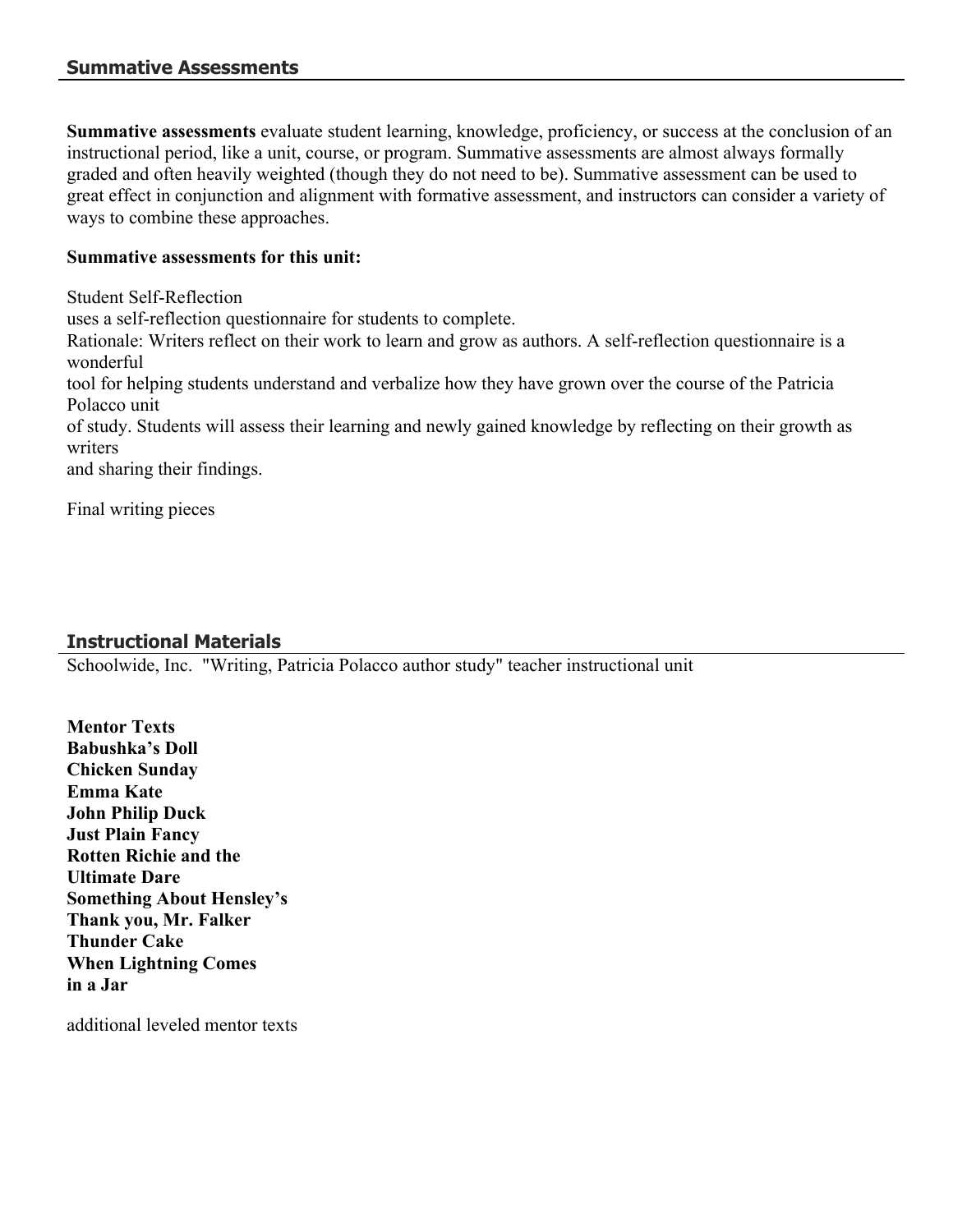## Summative Assessments

**Summative assessments** evaluate student learning, knowledge, proficiency, or success at the conclusion of an instructional period, like a unit, course, or program. Summative assessments are almost always formally graded and often heavily weighted (though they do not need to be). Summative assessment can be used to great effect in conjunction and alignment with formative assessment, and instructors can consider a variety of ways to combine these approaches.

**Summative assessments for this unit:**

Student Self-Reflection
uses a self-reflection questionnaire for students to complete.
Rationale: Writers reflect on their work to learn and grow as authors. A self-reflection questionnaire is a wonderful tool for helping students understand and verbalize how they have grown over the course of the Patricia Polacco unit of study. Students will assess their learning and newly gained knowledge by reflecting on their growth as writers and sharing their findings.

Final writing pieces

## Instructional Materials

Schoolwide, Inc. "Writing, Patricia Polacco author study" teacher instructional unit

**Mentor Texts**
**Babushka's Doll**
**Chicken Sunday**
**Emma Kate**
**John Philip Duck**
**Just Plain Fancy**
**Rotten Richie and the Ultimate Dare**
**Something About Hensley's**
**Thank you, Mr. Falker**
**Thunder Cake**
**When Lightning Comes in a Jar**

additional leveled mentor texts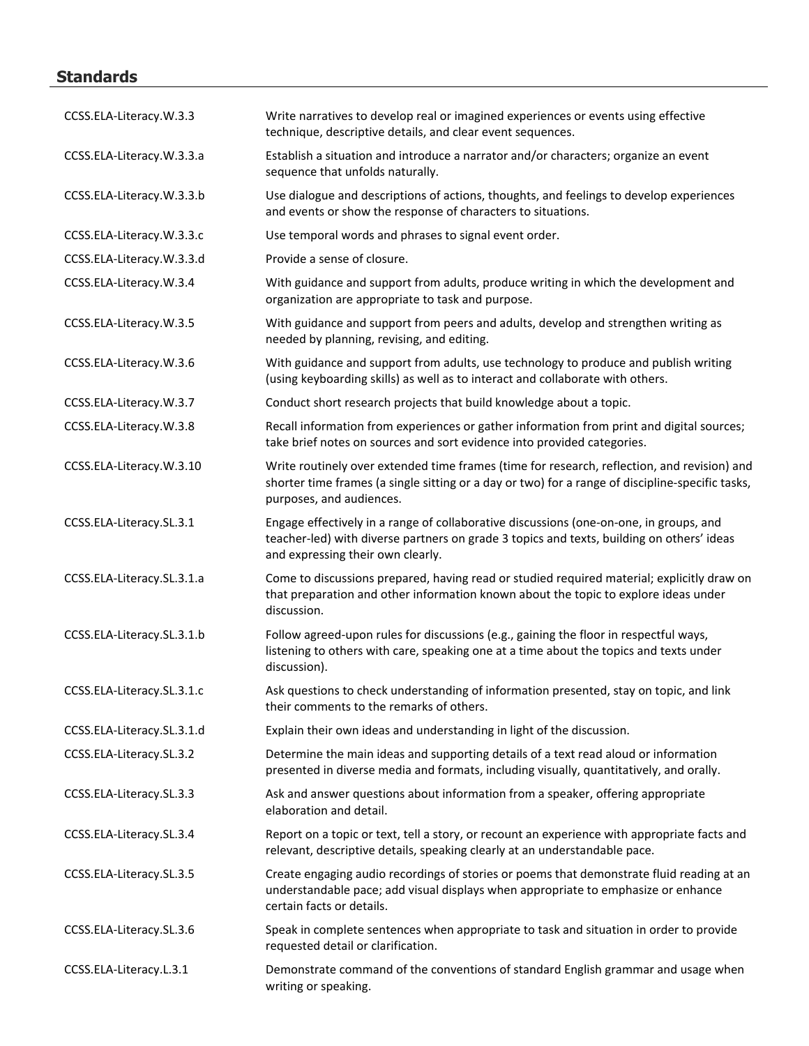## Standards

| | |
|---|---|
| CCSS.ELA-Literacy.W.3.3 | Write narratives to develop real or imagined experiences or events using effective technique, descriptive details, and clear event sequences. |
| CCSS.ELA-Literacy.W.3.3.a | Establish a situation and introduce a narrator and/or characters; organize an event sequence that unfolds naturally. |
| CCSS.ELA-Literacy.W.3.3.b | Use dialogue and descriptions of actions, thoughts, and feelings to develop experiences and events or show the response of characters to situations. |
| CCSS.ELA-Literacy.W.3.3.c | Use temporal words and phrases to signal event order. |
| CCSS.ELA-Literacy.W.3.3.d | Provide a sense of closure. |
| CCSS.ELA-Literacy.W.3.4 | With guidance and support from adults, produce writing in which the development and organization are appropriate to task and purpose. |
| CCSS.ELA-Literacy.W.3.5 | With guidance and support from peers and adults, develop and strengthen writing as needed by planning, revising, and editing. |
| CCSS.ELA-Literacy.W.3.6 | With guidance and support from adults, use technology to produce and publish writing (using keyboarding skills) as well as to interact and collaborate with others. |
| CCSS.ELA-Literacy.W.3.7 | Conduct short research projects that build knowledge about a topic. |
| CCSS.ELA-Literacy.W.3.8 | Recall information from experiences or gather information from print and digital sources; take brief notes on sources and sort evidence into provided categories. |
| CCSS.ELA-Literacy.W.3.10 | Write routinely over extended time frames (time for research, reflection, and revision) and shorter time frames (a single sitting or a day or two) for a range of discipline-specific tasks, purposes, and audiences. |
| CCSS.ELA-Literacy.SL.3.1 | Engage effectively in a range of collaborative discussions (one-on-one, in groups, and teacher-led) with diverse partners on grade 3 topics and texts, building on others' ideas and expressing their own clearly. |
| CCSS.ELA-Literacy.SL.3.1.a | Come to discussions prepared, having read or studied required material; explicitly draw on that preparation and other information known about the topic to explore ideas under discussion. |
| CCSS.ELA-Literacy.SL.3.1.b | Follow agreed-upon rules for discussions (e.g., gaining the floor in respectful ways, listening to others with care, speaking one at a time about the topics and texts under discussion). |
| CCSS.ELA-Literacy.SL.3.1.c | Ask questions to check understanding of information presented, stay on topic, and link their comments to the remarks of others. |
| CCSS.ELA-Literacy.SL.3.1.d | Explain their own ideas and understanding in light of the discussion. |
| CCSS.ELA-Literacy.SL.3.2 | Determine the main ideas and supporting details of a text read aloud or information presented in diverse media and formats, including visually, quantitatively, and orally. |
| CCSS.ELA-Literacy.SL.3.3 | Ask and answer questions about information from a speaker, offering appropriate elaboration and detail. |
| CCSS.ELA-Literacy.SL.3.4 | Report on a topic or text, tell a story, or recount an experience with appropriate facts and relevant, descriptive details, speaking clearly at an understandable pace. |
| CCSS.ELA-Literacy.SL.3.5 | Create engaging audio recordings of stories or poems that demonstrate fluid reading at an understandable pace; add visual displays when appropriate to emphasize or enhance certain facts or details. |
| CCSS.ELA-Literacy.SL.3.6 | Speak in complete sentences when appropriate to task and situation in order to provide requested detail or clarification. |
| CCSS.ELA-Literacy.L.3.1 | Demonstrate command of the conventions of standard English grammar and usage when writing or speaking. |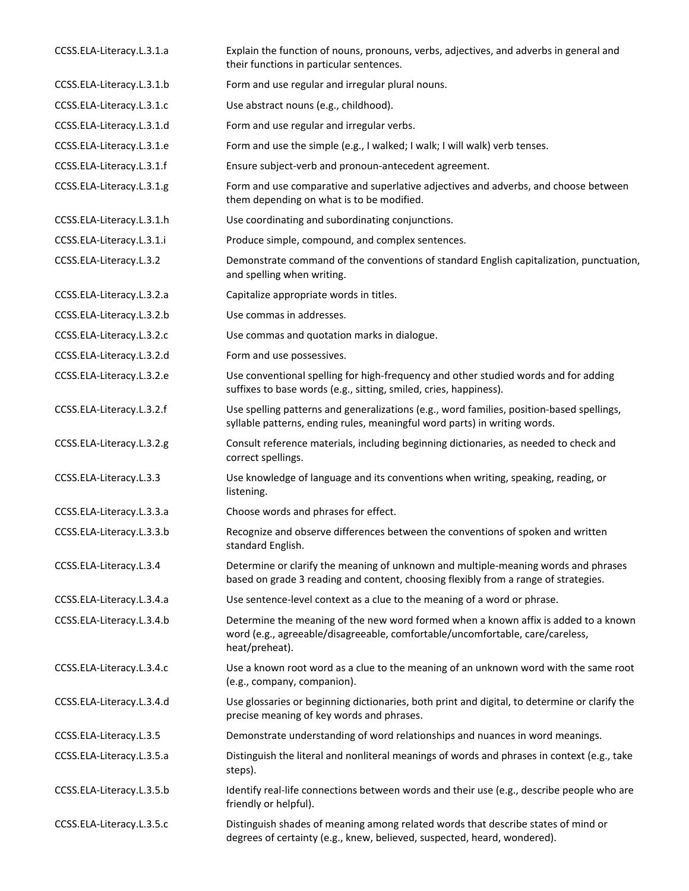| | |
|---|---|
| CCSS.ELA-Literacy.L.3.1.a | Explain the function of nouns, pronouns, verbs, adjectives, and adverbs in general and their functions in particular sentences. |
| CCSS.ELA-Literacy.L.3.1.b | Form and use regular and irregular plural nouns. |
| CCSS.ELA-Literacy.L.3.1.c | Use abstract nouns (e.g., childhood). |
| CCSS.ELA-Literacy.L.3.1.d | Form and use regular and irregular verbs. |
| CCSS.ELA-Literacy.L.3.1.e | Form and use the simple (e.g., I walked; I walk; I will walk) verb tenses. |
| CCSS.ELA-Literacy.L.3.1.f | Ensure subject-verb and pronoun-antecedent agreement. |
| CCSS.ELA-Literacy.L.3.1.g | Form and use comparative and superlative adjectives and adverbs, and choose between them depending on what is to be modified. |
| CCSS.ELA-Literacy.L.3.1.h | Use coordinating and subordinating conjunctions. |
| CCSS.ELA-Literacy.L.3.1.i | Produce simple, compound, and complex sentences. |
| CCSS.ELA-Literacy.L.3.2 | Demonstrate command of the conventions of standard English capitalization, punctuation, and spelling when writing. |
| CCSS.ELA-Literacy.L.3.2.a | Capitalize appropriate words in titles. |
| CCSS.ELA-Literacy.L.3.2.b | Use commas in addresses. |
| CCSS.ELA-Literacy.L.3.2.c | Use commas and quotation marks in dialogue. |
| CCSS.ELA-Literacy.L.3.2.d | Form and use possessives. |
| CCSS.ELA-Literacy.L.3.2.e | Use conventional spelling for high-frequency and other studied words and for adding suffixes to base words (e.g., sitting, smiled, cries, happiness). |
| CCSS.ELA-Literacy.L.3.2.f | Use spelling patterns and generalizations (e.g., word families, position-based spellings, syllable patterns, ending rules, meaningful word parts) in writing words. |
| CCSS.ELA-Literacy.L.3.2.g | Consult reference materials, including beginning dictionaries, as needed to check and correct spellings. |
| CCSS.ELA-Literacy.L.3.3 | Use knowledge of language and its conventions when writing, speaking, reading, or listening. |
| CCSS.ELA-Literacy.L.3.3.a | Choose words and phrases for effect. |
| CCSS.ELA-Literacy.L.3.3.b | Recognize and observe differences between the conventions of spoken and written standard English. |
| CCSS.ELA-Literacy.L.3.4 | Determine or clarify the meaning of unknown and multiple-meaning words and phrases based on grade 3 reading and content, choosing flexibly from a range of strategies. |
| CCSS.ELA-Literacy.L.3.4.a | Use sentence-level context as a clue to the meaning of a word or phrase. |
| CCSS.ELA-Literacy.L.3.4.b | Determine the meaning of the new word formed when a known affix is added to a known word (e.g., agreeable/disagreeable, comfortable/uncomfortable, care/careless, heat/preheat). |
| CCSS.ELA-Literacy.L.3.4.c | Use a known root word as a clue to the meaning of an unknown word with the same root (e.g., company, companion). |
| CCSS.ELA-Literacy.L.3.4.d | Use glossaries or beginning dictionaries, both print and digital, to determine or clarify the precise meaning of key words and phrases. |
| CCSS.ELA-Literacy.L.3.5 | Demonstrate understanding of word relationships and nuances in word meanings. |
| CCSS.ELA-Literacy.L.3.5.a | Distinguish the literal and nonliteral meanings of words and phrases in context (e.g., take steps). |
| CCSS.ELA-Literacy.L.3.5.b | Identify real-life connections between words and their use (e.g., describe people who are friendly or helpful). |
| CCSS.ELA-Literacy.L.3.5.c | Distinguish shades of meaning among related words that describe states of mind or degrees of certainty (e.g., knew, believed, suspected, heard, wondered). |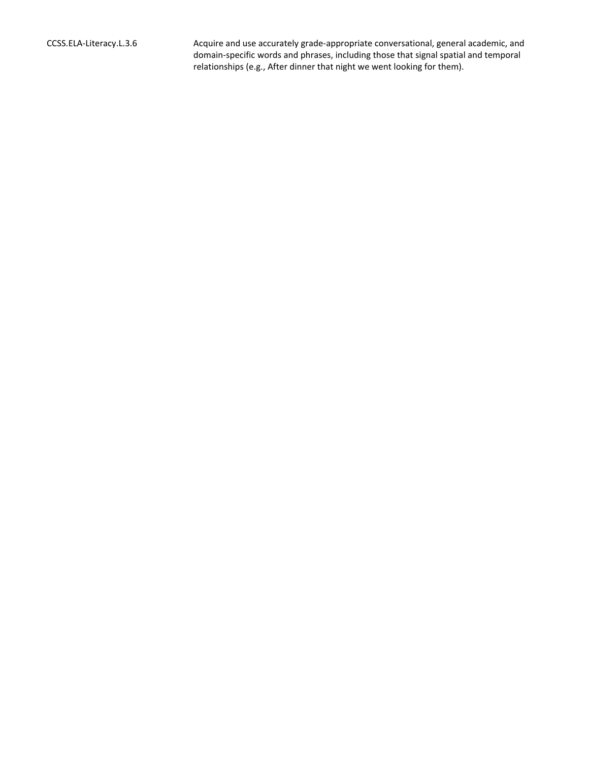| | |
|---|---|
| CCSS.ELA-Literacy.L.3.6 | Acquire and use accurately grade-appropriate conversational, general academic, and domain-specific words and phrases, including those that signal spatial and temporal relationships (e.g., After dinner that night we went looking for them). |